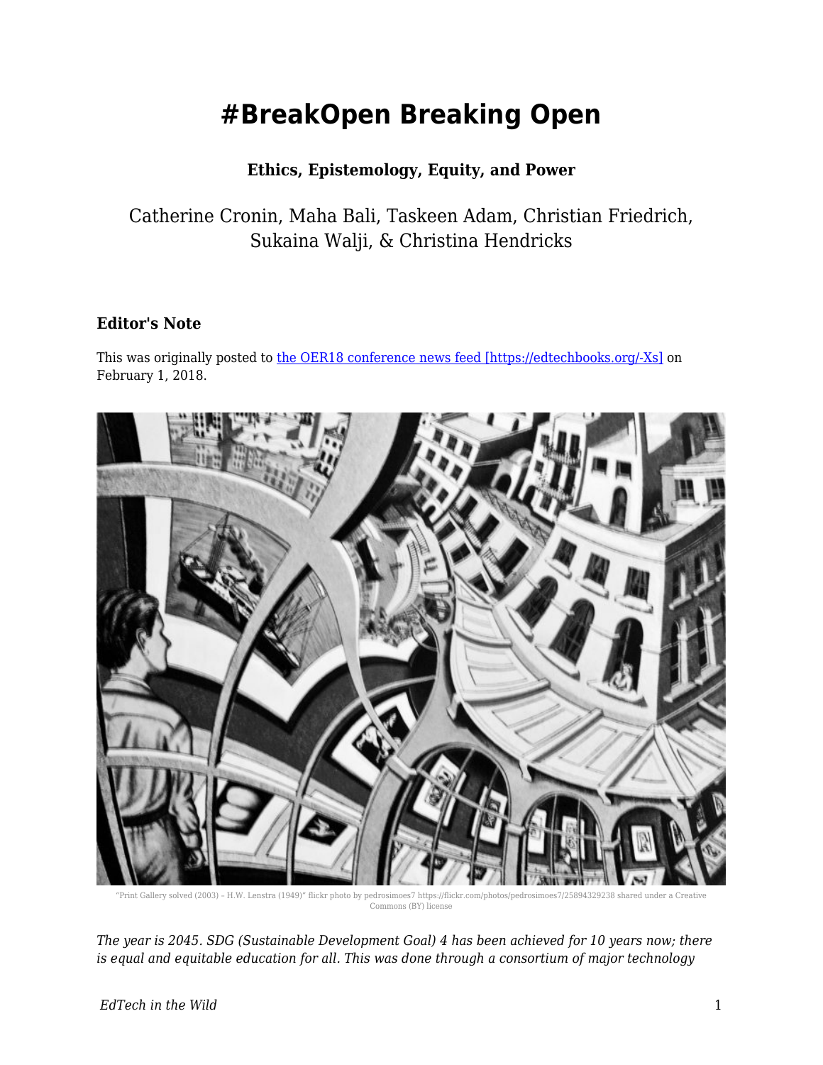# #BreakOpen Breaking Open

**Ethics, Epistemology, Equity, and Power**

Catherine Cronin, Maha Bali, Taskeen Adam, Christian Friedrich, Sukaina Walji, & Christina Hendricks

### Editor's Note

This was originally posted to [the OER18 conference news feed [https://edtechbooks.org/-Xs]](https://edtechbooks.org/-Xs) on February 1, 2018.

"Print Gallery solved (2003) – H.W. Lenstra (1949)" flickr photo by pedrosimoes7 https://flickr.com/photos/pedrosimoes7/25894329238 shared under a Creative Commons (BY) license

*The year is 2045. SDG (Sustainable Development Goal) 4 has been achieved for 10 years now; there is equal and equitable education for all. This was done through a consortium of major technology*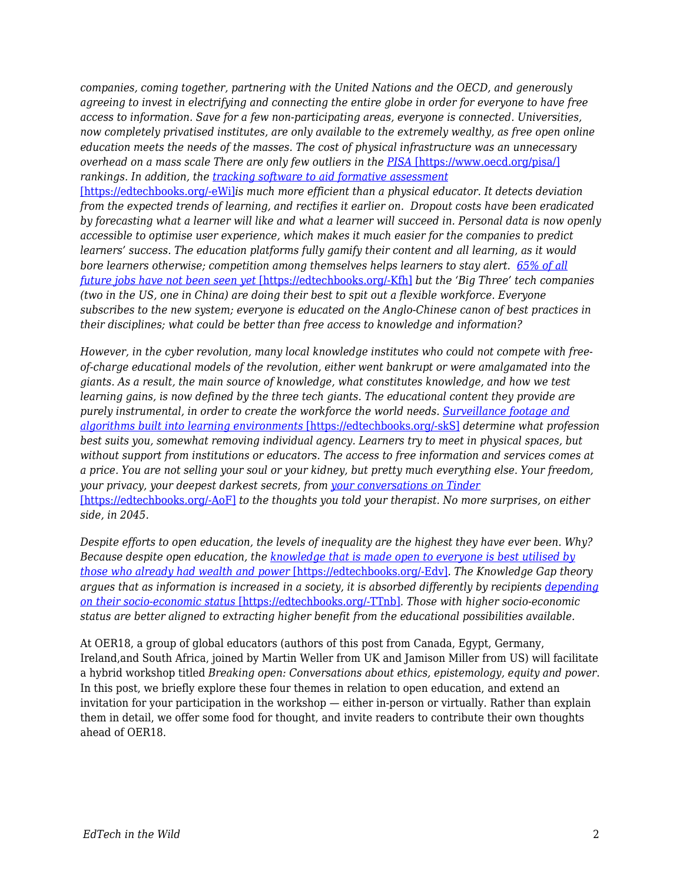*companies, coming together, partnering with the United Nations and the OECD, and generously agreeing to invest in electrifying and connecting the entire globe in order for everyone to have free access to information. Save for a few non-participating areas, everyone is connected. Universities, now completely privatised institutes, are only available to the extremely wealthy, as free open online education meets the needs of the masses. The cost of physical infrastructure was an unnecessary overhead on a mass scale There are only few outliers in the [PISA](https://www.oecd.org/pisa/) [https://www.oecd.org/pisa/] rankings. In addition, the [tracking software to aid formative assessment](https://edtechbooks.org/-eWi) [https://edtechbooks.org/-eWi]is much more efficient than a physical educator. It detects deviation from the expected trends of learning, and rectifies it earlier on.  Dropout costs have been eradicated by forecasting what a learner will like and what a learner will succeed in. Personal data is now openly accessible to optimise user experience, which makes it much easier for the companies to predict learners' success. The education platforms fully gamify their content and all learning, as it would bore learners otherwise; competition among themselves helps learners to stay alert.  [65% of all future jobs have not been seen yet](https://edtechbooks.org/-Kfh) [https://edtechbooks.org/-Kfh] but the 'Big Three' tech companies (two in the US, one in China) are doing their best to spit out a flexible workforce. Everyone subscribes to the new system; everyone is educated on the Anglo-Chinese canon of best practices in their disciplines; what could be better than free access to knowledge and information?*

*However, in the cyber revolution, many local knowledge institutes who could not compete with free-of-charge educational models of the revolution, either went bankrupt or were amalgamated into the giants. As a result, the main source of knowledge, what constitutes knowledge, and how we test learning gains, is now defined by the three tech giants. The educational content they provide are purely instrumental, in order to create the workforce the world needs. [Surveillance footage and algorithms built into learning environments](https://edtechbooks.org/-skS) [https://edtechbooks.org/-skS] determine what profession best suits you, somewhat removing individual agency. Learners try to meet in physical spaces, but without support from institutions or educators. The access to free information and services comes at a price. You are not selling your soul or your kidney, but pretty much everything else. Your freedom, your privacy, your deepest darkest secrets, from [your conversations on Tinder](https://edtechbooks.org/-AoF) [https://edtechbooks.org/-AoF] to the thoughts you told your therapist. No more surprises, on either side, in 2045.*

*Despite efforts to open education, the levels of inequality are the highest they have ever been. Why? Because despite open education, the [knowledge that is made open to everyone is best utilised by those who already had wealth and power](https://edtechbooks.org/-Edv) [https://edtechbooks.org/-Edv]. The Knowledge Gap theory argues that as information is increased in a society, it is absorbed differently by recipients [depending on their socio-economic status](https://edtechbooks.org/-TTnb) [https://edtechbooks.org/-TTnb]. Those with higher socio-economic status are better aligned to extracting higher benefit from the educational possibilities available.*

At OER18, a group of global educators (authors of this post from Canada, Egypt, Germany, Ireland,and South Africa, joined by Martin Weller from UK and Jamison Miller from US) will facilitate a hybrid workshop titled *Breaking open: Conversations about ethics, epistemology, equity and power.* In this post, we briefly explore these four themes in relation to open education, and extend an invitation for your participation in the workshop — either in-person or virtually. Rather than explain them in detail, we offer some food for thought, and invite readers to contribute their own thoughts ahead of OER18.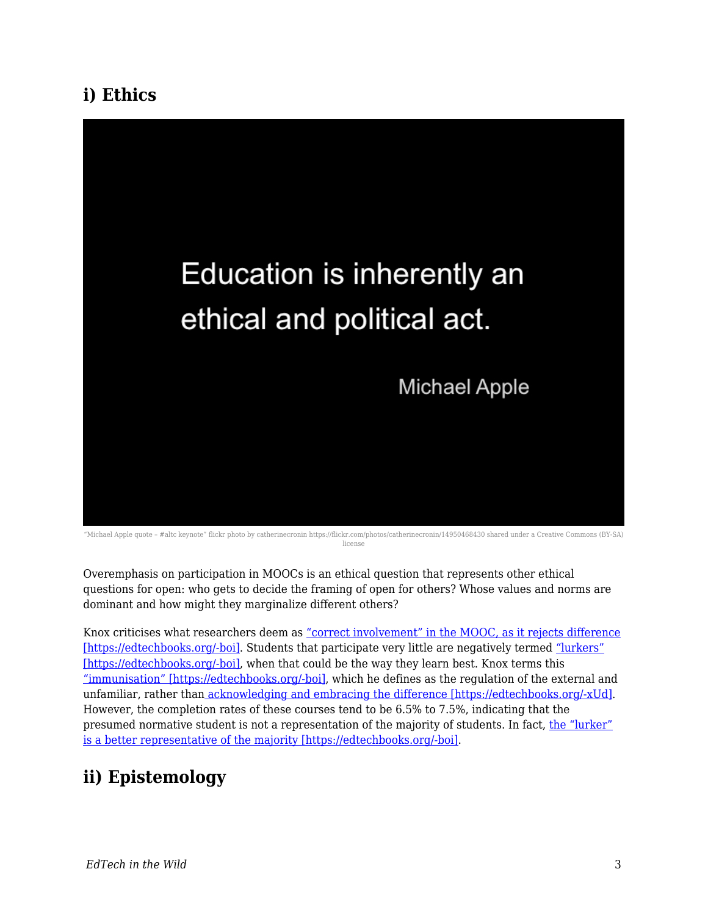## i) Ethics

> Education is inherently an ethical and political act.
>
> Michael Apple

"Michael Apple quote – #altc keynote" flickr photo by catherinecronin https://flickr.com/photos/catherinecronin/14950468430 shared under a Creative Commons (BY-SA) license

Overemphasis on participation in MOOCs is an ethical question that represents other ethical questions for open: who gets to decide the framing of open for others? Whose values and norms are dominant and how might they marginalize different others?

Knox criticises what researchers deem as "correct involvement" in the MOOC, as it rejects difference [https://edtechbooks.org/-boi]. Students that participate very little are negatively termed "lurkers" [https://edtechbooks.org/-boi], when that could be the way they learn best. Knox terms this "immunisation" [https://edtechbooks.org/-boi], which he defines as the regulation of the external and unfamiliar, rather than acknowledging and embracing the difference [https://edtechbooks.org/-xUd]. However, the completion rates of these courses tend to be 6.5% to 7.5%, indicating that the presumed normative student is not a representation of the majority of students. In fact, the "lurker" is a better representative of the majority [https://edtechbooks.org/-boi].

## ii) Epistemology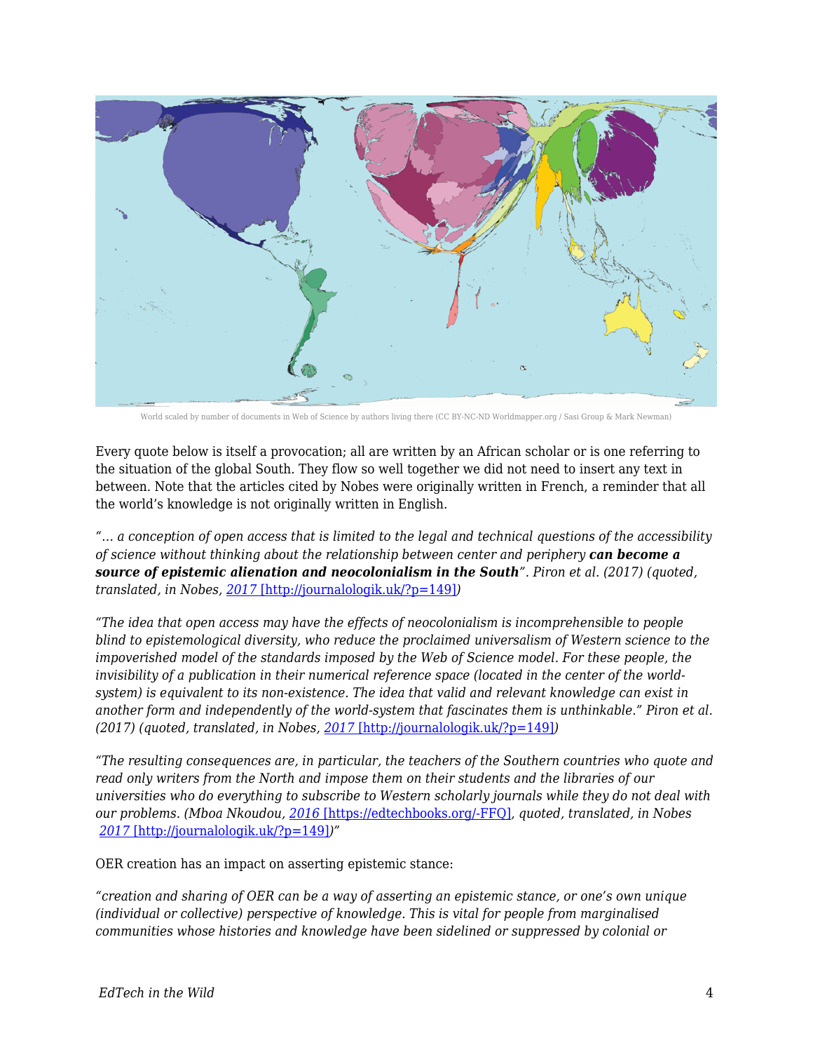World scaled by number of documents in Web of Science by authors living there (CC BY-NC-ND Worldmapper.org / Sasi Group & Mark Newman)

Every quote below is itself a provocation; all are written by an African scholar or is one referring to the situation of the global South. They flow so well together we did not need to insert any text in between. Note that the articles cited by Nobes were originally written in French, a reminder that all the world's knowledge is not originally written in English.

*"... a conception of open access that is limited to the legal and technical questions of the accessibility of science without thinking about the relationship between center and periphery **can become a source of epistemic alienation and neocolonialism in the South**". Piron et al. (2017) (quoted, translated, in Nobes, [2017](http://journalologik.uk/?p=149) [http://journalologik.uk/?p=149])*

*"The idea that open access may have the effects of neocolonialism is incomprehensible to people blind to epistemological diversity, who reduce the proclaimed universalism of Western science to the impoverished model of the standards imposed by the Web of Science model. For these people, the invisibility of a publication in their numerical reference space (located in the center of the world-system) is equivalent to its non-existence. The idea that valid and relevant knowledge can exist in another form and independently of the world-system that fascinates them is unthinkable." Piron et al. (2017) (quoted, translated, in Nobes, [2017](http://journalologik.uk/?p=149) [http://journalologik.uk/?p=149])*

*"The resulting consequences are, in particular, the teachers of the Southern countries who quote and read only writers from the North and impose them on their students and the libraries of our universities who do everything to subscribe to Western scholarly journals while they do not deal with our problems. (Mboa Nkoudou, [2016](https://edtechbooks.org/-FFQ) [https://edtechbooks.org/-FFQ], quoted, translated, in Nobes [2017](http://journalologik.uk/?p=149) [http://journalologik.uk/?p=149])"*

OER creation has an impact on asserting epistemic stance:

*"creation and sharing of OER can be a way of asserting an epistemic stance, or one's own unique (individual or collective) perspective of knowledge. This is vital for people from marginalised communities whose histories and knowledge have been sidelined or suppressed by colonial or*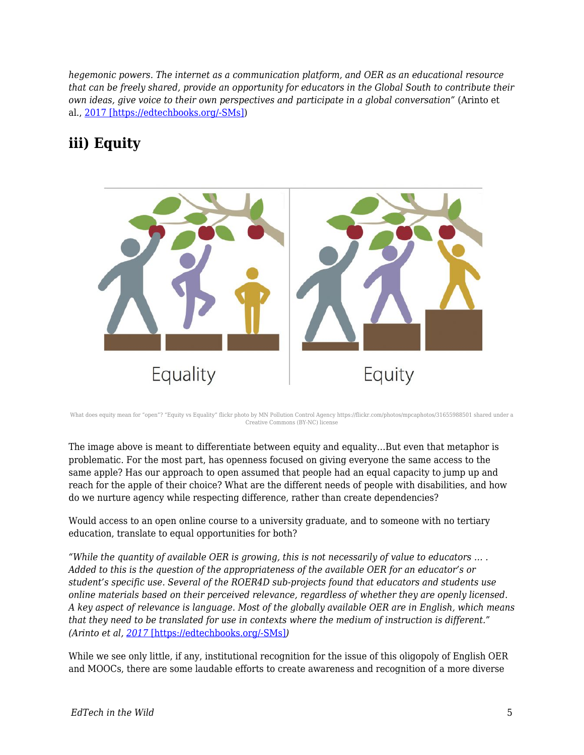*hegemonic powers. The internet as a communication platform, and OER as an educational resource that can be freely shared, provide an opportunity for educators in the Global South to contribute their own ideas, give voice to their own perspectives and participate in a global conversation"* (Arinto et al., [2017 [https://edtechbooks.org/-SMs]](https://edtechbooks.org/-SMs))

## iii) Equity

What does equity mean for "open"? "Equity vs Equality" flickr photo by MN Pollution Control Agency https://flickr.com/photos/mpcaphotos/31655988501 shared under a Creative Commons (BY-NC) license

The image above is meant to differentiate between equity and equality…But even that metaphor is problematic. For the most part, has openness focused on giving everyone the same access to the same apple? Has our approach to open assumed that people had an equal capacity to jump up and reach for the apple of their choice? What are the different needs of people with disabilities, and how do we nurture agency while respecting difference, rather than create dependencies?

Would access to an open online course to a university graduate, and to someone with no tertiary education, translate to equal opportunities for both?

*"While the quantity of available OER is growing, this is not necessarily of value to educators … . Added to this is the question of the appropriateness of the available OER for an educator's or student's specific use. Several of the ROER4D sub-projects found that educators and students use online materials based on their perceived relevance, regardless of whether they are openly licensed. A key aspect of relevance is language. Most of the globally available OER are in English, which means that they need to be translated for use in contexts where the medium of instruction is different." (Arinto et al, [2017 [https://edtechbooks.org/-SMs]](https://edtechbooks.org/-SMs))*

While we see only little, if any, institutional recognition for the issue of this oligopoly of English OER and MOOCs, there are some laudable efforts to create awareness and recognition of a more diverse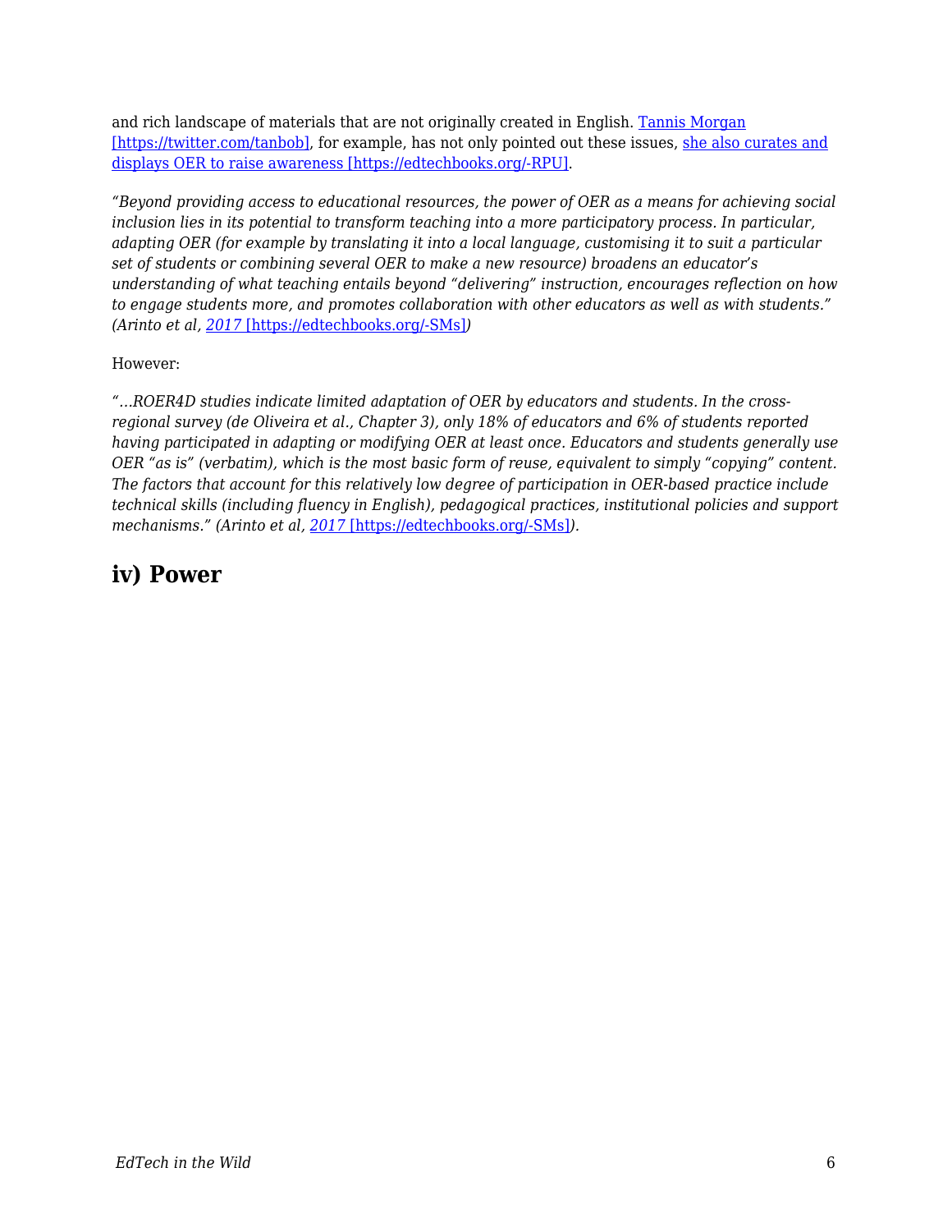and rich landscape of materials that are not originally created in English. [Tannis Morgan [https://twitter.com/tanbob]](https://twitter.com/tanbob), for example, has not only pointed out these issues, [she also curates and displays OER to raise awareness [https://edtechbooks.org/-RPU]](https://edtechbooks.org/-RPU).

*"Beyond providing access to educational resources, the power of OER as a means for achieving social inclusion lies in its potential to transform teaching into a more participatory process. In particular, adapting OER (for example by translating it into a local language, customising it to suit a particular set of students or combining several OER to make a new resource) broadens an educator's understanding of what teaching entails beyond "delivering" instruction, encourages reflection on how to engage students more, and promotes collaboration with other educators as well as with students." (Arinto et al, [2017 [https://edtechbooks.org/-SMs]](https://edtechbooks.org/-SMs))*

However:

*"…ROER4D studies indicate limited adaptation of OER by educators and students. In the cross-regional survey (de Oliveira et al., Chapter 3), only 18% of educators and 6% of students reported having participated in adapting or modifying OER at least once. Educators and students generally use OER "as is" (verbatim), which is the most basic form of reuse, equivalent to simply "copying" content. The factors that account for this relatively low degree of participation in OER-based practice include technical skills (including fluency in English), pedagogical practices, institutional policies and support mechanisms." (Arinto et al, [2017 [https://edtechbooks.org/-SMs]](https://edtechbooks.org/-SMs)).*

## iv) Power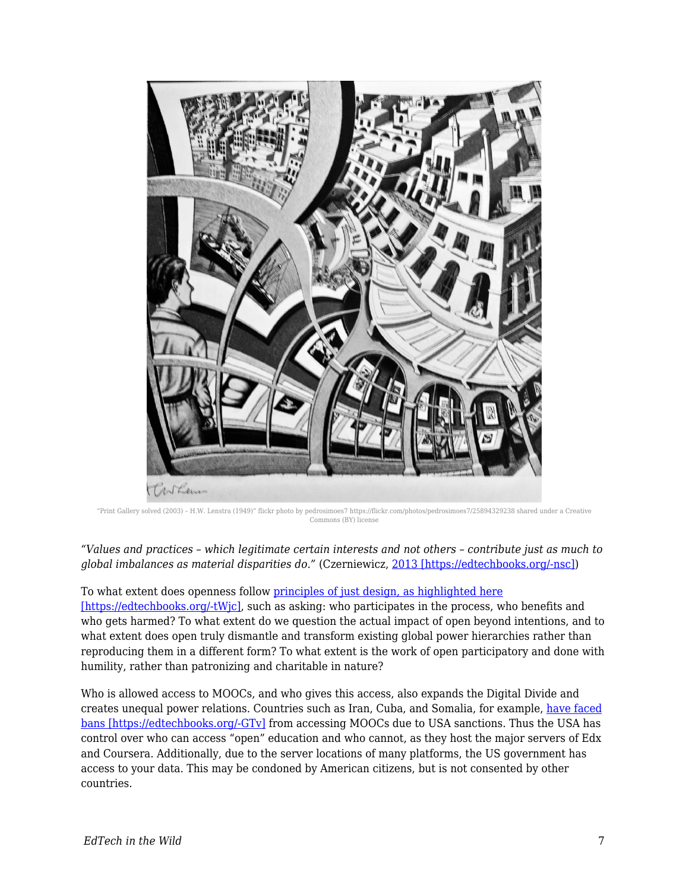"Print Gallery solved (2003) – H.W. Lenstra (1949)" flickr photo by pedrosimoes7 https://flickr.com/photos/pedrosimoes7/25894329238 shared under a Creative Commons (BY) license

*"Values and practices – which legitimate certain interests and not others – contribute just as much to global imbalances as material disparities do."* (Czerniewicz, [2013 [https://edtechbooks.org/-nsc]](https://edtechbooks.org/-nsc))

To what extent does openness follow [principles of just design, as highlighted here [https://edtechbooks.org/-tWjc]](https://edtechbooks.org/-tWjc), such as asking: who participates in the process, who benefits and who gets harmed? To what extent do we question the actual impact of open beyond intentions, and to what extent does open truly dismantle and transform existing global power hierarchies rather than reproducing them in a different form? To what extent is the work of open participatory and done with humility, rather than patronizing and charitable in nature?

Who is allowed access to MOOCs, and who gives this access, also expands the Digital Divide and creates unequal power relations. Countries such as Iran, Cuba, and Somalia, for example, [have faced bans [https://edtechbooks.org/-GTv]](https://edtechbooks.org/-GTv) from accessing MOOCs due to USA sanctions. Thus the USA has control over who can access "open" education and who cannot, as they host the major servers of Edx and Coursera. Additionally, due to the server locations of many platforms, the US government has access to your data. This may be condoned by American citizens, but is not consented by other countries.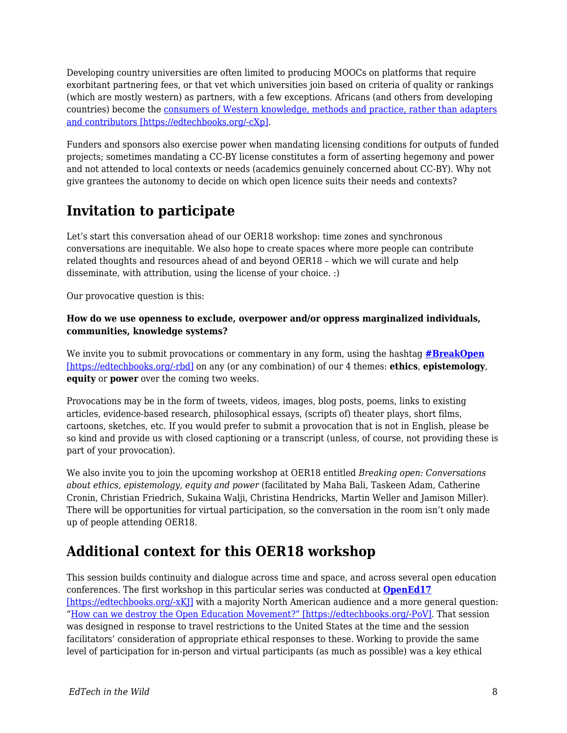Developing country universities are often limited to producing MOOCs on platforms that require exorbitant partnering fees, or that vet which universities join based on criteria of quality or rankings (which are mostly western) as partners, with a few exceptions. Africans (and others from developing countries) become the consumers of Western knowledge, methods and practice, rather than adapters and contributors [https://edtechbooks.org/-cXp].

Funders and sponsors also exercise power when mandating licensing conditions for outputs of funded projects; sometimes mandating a CC-BY license constitutes a form of asserting hegemony and power and not attended to local contexts or needs (academics genuinely concerned about CC-BY). Why not give grantees the autonomy to decide on which open licence suits their needs and contexts?

## Invitation to participate

Let's start this conversation ahead of our OER18 workshop: time zones and synchronous conversations are inequitable. We also hope to create spaces where more people can contribute related thoughts and resources ahead of and beyond OER18 – which we will curate and help disseminate, with attribution, using the license of your choice. :)

Our provocative question is this:

**How do we use openness to exclude, overpower and/or oppress marginalized individuals, communities, knowledge systems?**

We invite you to submit provocations or commentary in any form, using the hashtag **#BreakOpen** [https://edtechbooks.org/-rbd] on any (or any combination) of our 4 themes: **ethics**, **epistemology**, **equity** or **power** over the coming two weeks.

Provocations may be in the form of tweets, videos, images, blog posts, poems, links to existing articles, evidence-based research, philosophical essays, (scripts of) theater plays, short films, cartoons, sketches, etc. If you would prefer to submit a provocation that is not in English, please be so kind and provide us with closed captioning or a transcript (unless, of course, not providing these is part of your provocation).

We also invite you to join the upcoming workshop at OER18 entitled *Breaking open: Conversations about ethics, epistemology, equity and power* (facilitated by Maha Bali, Taskeen Adam, Catherine Cronin, Christian Friedrich, Sukaina Walji, Christina Hendricks, Martin Weller and Jamison Miller). There will be opportunities for virtual participation, so the conversation in the room isn't only made up of people attending OER18.

## Additional context for this OER18 workshop

This session builds continuity and dialogue across time and space, and across several open education conferences. The first workshop in this particular series was conducted at **OpenEd17** [https://edtechbooks.org/-xKJ] with a majority North American audience and a more general question: "How can we destroy the Open Education Movement?" [https://edtechbooks.org/-PoV]. That session was designed in response to travel restrictions to the United States at the time and the session facilitators' consideration of appropriate ethical responses to these. Working to provide the same level of participation for in-person and virtual participants (as much as possible) was a key ethical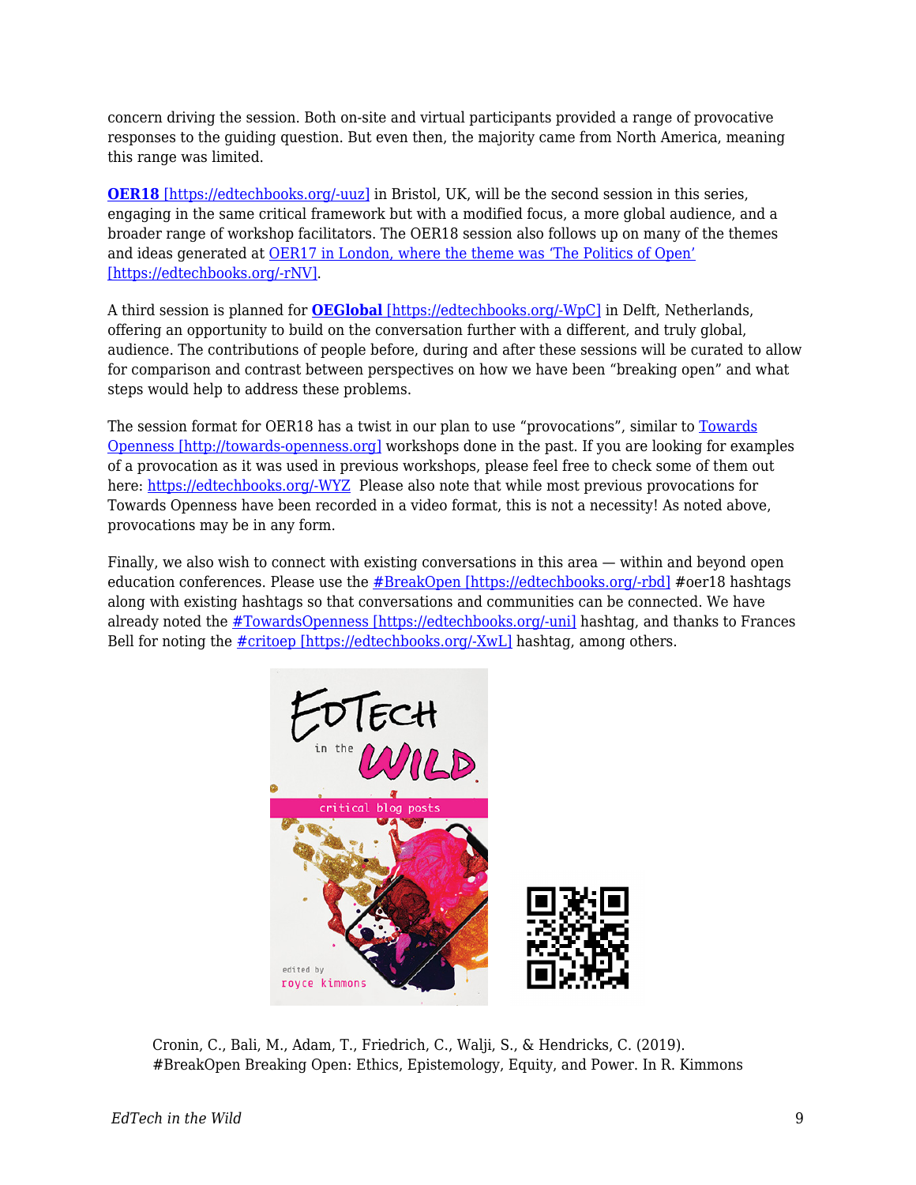concern driving the session. Both on-site and virtual participants provided a range of provocative responses to the guiding question. But even then, the majority came from North America, meaning this range was limited.

**OER18** [https://edtechbooks.org/-uuz] in Bristol, UK, will be the second session in this series, engaging in the same critical framework but with a modified focus, a more global audience, and a broader range of workshop facilitators. The OER18 session also follows up on many of the themes and ideas generated at OER17 in London, where the theme was 'The Politics of Open' [https://edtechbooks.org/-rNV].

A third session is planned for **OEGlobal** [https://edtechbooks.org/-WpC] in Delft, Netherlands, offering an opportunity to build on the conversation further with a different, and truly global, audience. The contributions of people before, during and after these sessions will be curated to allow for comparison and contrast between perspectives on how we have been "breaking open" and what steps would help to address these problems.

The session format for OER18 has a twist in our plan to use "provocations", similar to Towards Openness [http://towards-openness.org] workshops done in the past. If you are looking for examples of a provocation as it was used in previous workshops, please feel free to check some of them out here: https://edtechbooks.org/-WYZ Please also note that while most previous provocations for Towards Openness have been recorded in a video format, this is not a necessity! As noted above, provocations may be in any form.

Finally, we also wish to connect with existing conversations in this area — within and beyond open education conferences. Please use the #BreakOpen [https://edtechbooks.org/-rbd] #oer18 hashtags along with existing hashtags so that conversations and communities can be connected. We have already noted the #TowardsOpenness [https://edtechbooks.org/-uni] hashtag, and thanks to Frances Bell for noting the #critoep [https://edtechbooks.org/-XwL] hashtag, among others.

Cronin, C., Bali, M., Adam, T., Friedrich, C., Walji, S., & Hendricks, C. (2019). #BreakOpen Breaking Open: Ethics, Epistemology, Equity, and Power. In R. Kimmons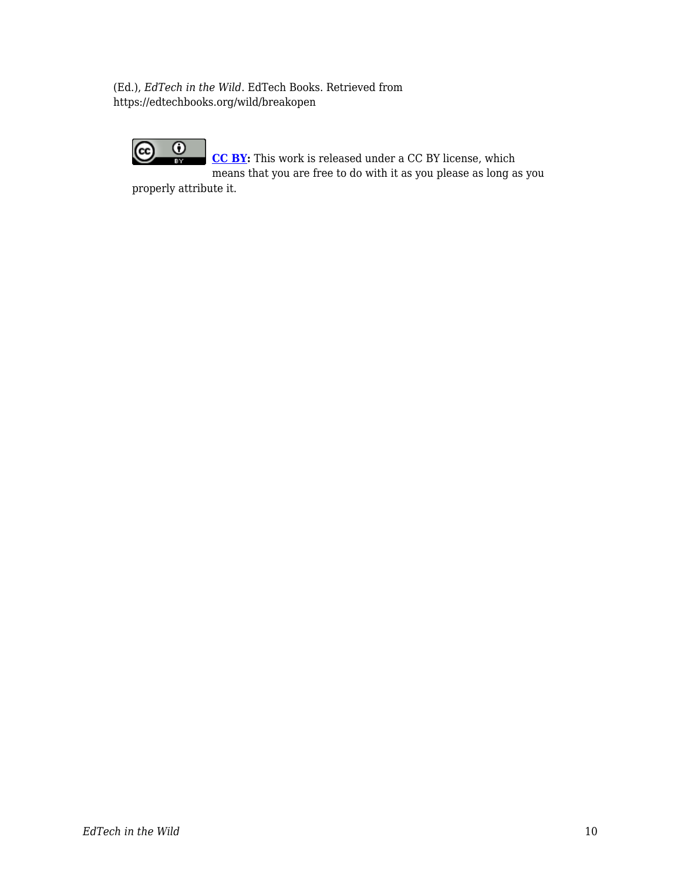(Ed.), *EdTech in the Wild*. EdTech Books. Retrieved from https://edtechbooks.org/wild/breakopen

**CC BY:** This work is released under a CC BY license, which means that you are free to do with it as you please as long as you properly attribute it.